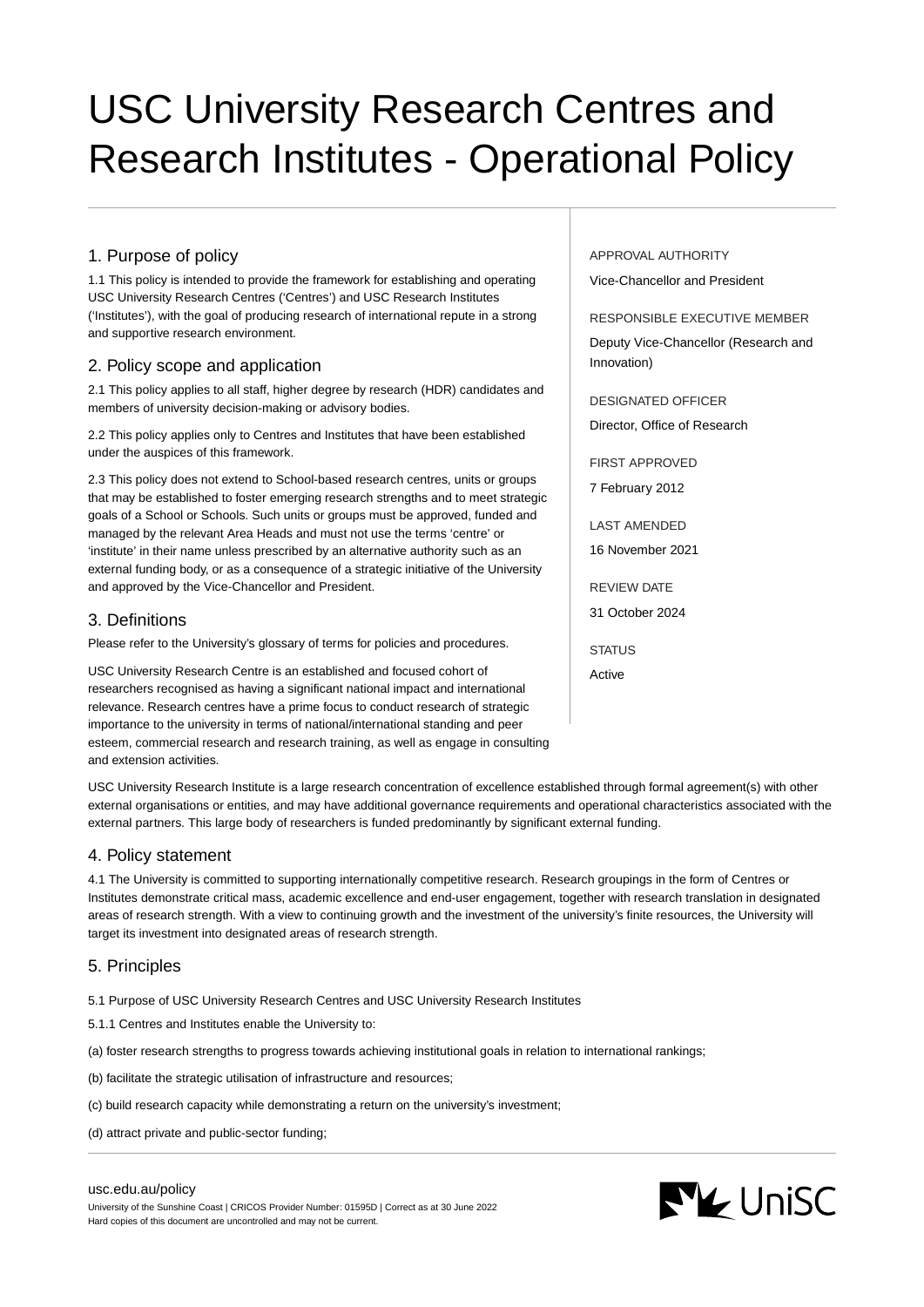# USC University Research Centres and Research Institutes - Operational Policy

APPROVAL AUTHORITY
Vice-Chancellor and President

RESPONSIBLE EXECUTIVE MEMBER
Deputy Vice-Chancellor (Research and Innovation)

DESIGNATED OFFICER
Director, Office of Research

FIRST APPROVED
7 February 2012

LAST AMENDED
16 November 2021

REVIEW DATE
31 October 2024

STATUS
Active

## 1. Purpose of policy

1.1 This policy is intended to provide the framework for establishing and operating USC University Research Centres ('Centres') and USC Research Institutes ('Institutes'), with the goal of producing research of international repute in a strong and supportive research environment.

## 2. Policy scope and application

2.1 This policy applies to all staff, higher degree by research (HDR) candidates and members of university decision-making or advisory bodies.

2.2 This policy applies only to Centres and Institutes that have been established under the auspices of this framework.

2.3 This policy does not extend to School-based research centres, units or groups that may be established to foster emerging research strengths and to meet strategic goals of a School or Schools. Such units or groups must be approved, funded and managed by the relevant Area Heads and must not use the terms 'centre' or 'institute' in their name unless prescribed by an alternative authority such as an external funding body, or as a consequence of a strategic initiative of the University and approved by the Vice-Chancellor and President.

## 3. Definitions

Please refer to the University's glossary of terms for policies and procedures.

USC University Research Centre is an established and focused cohort of researchers recognised as having a significant national impact and international relevance. Research centres have a prime focus to conduct research of strategic importance to the university in terms of national/international standing and peer esteem, commercial research and research training, as well as engage in consulting and extension activities.

USC University Research Institute is a large research concentration of excellence established through formal agreement(s) with other external organisations or entities, and may have additional governance requirements and operational characteristics associated with the external partners. This large body of researchers is funded predominantly by significant external funding.

## 4. Policy statement

4.1 The University is committed to supporting internationally competitive research. Research groupings in the form of Centres or Institutes demonstrate critical mass, academic excellence and end-user engagement, together with research translation in designated areas of research strength. With a view to continuing growth and the investment of the university's finite resources, the University will target its investment into designated areas of research strength.

## 5. Principles

5.1 Purpose of USC University Research Centres and USC University Research Institutes

5.1.1 Centres and Institutes enable the University to:

(a) foster research strengths to progress towards achieving institutional goals in relation to international rankings;

(b) facilitate the strategic utilisation of infrastructure and resources;

(c) build research capacity while demonstrating a return on the university's investment;

(d) attract private and public-sector funding;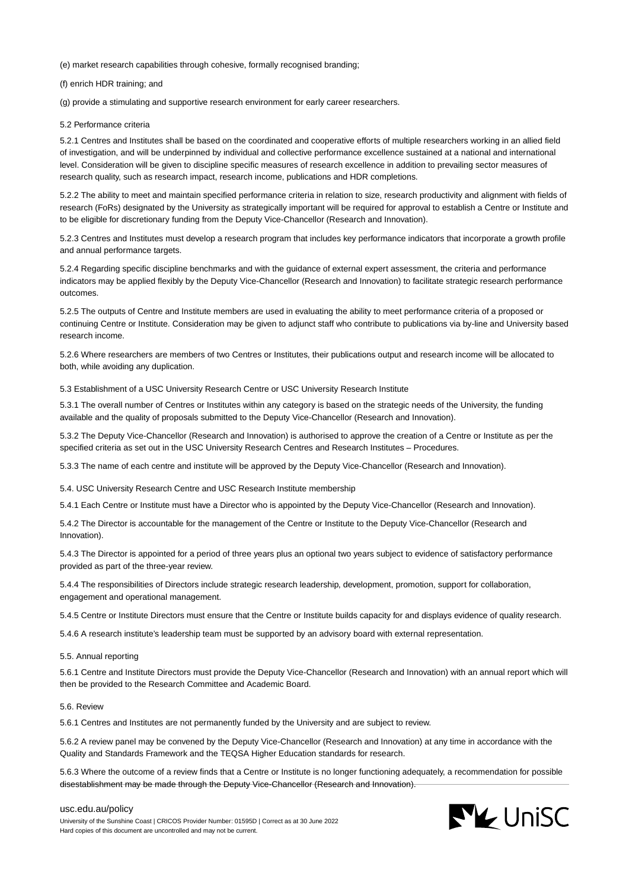(e) market research capabilities through cohesive, formally recognised branding;

(f) enrich HDR training; and

(g) provide a stimulating and supportive research environment for early career researchers.

5.2 Performance criteria

5.2.1 Centres and Institutes shall be based on the coordinated and cooperative efforts of multiple researchers working in an allied field of investigation, and will be underpinned by individual and collective performance excellence sustained at a national and international level. Consideration will be given to discipline specific measures of research excellence in addition to prevailing sector measures of research quality, such as research impact, research income, publications and HDR completions.

5.2.2 The ability to meet and maintain specified performance criteria in relation to size, research productivity and alignment with fields of research (FoRs) designated by the University as strategically important will be required for approval to establish a Centre or Institute and to be eligible for discretionary funding from the Deputy Vice-Chancellor (Research and Innovation).

5.2.3 Centres and Institutes must develop a research program that includes key performance indicators that incorporate a growth profile and annual performance targets.

5.2.4 Regarding specific discipline benchmarks and with the guidance of external expert assessment, the criteria and performance indicators may be applied flexibly by the Deputy Vice-Chancellor (Research and Innovation) to facilitate strategic research performance outcomes.

5.2.5 The outputs of Centre and Institute members are used in evaluating the ability to meet performance criteria of a proposed or continuing Centre or Institute. Consideration may be given to adjunct staff who contribute to publications via by-line and University based research income.

5.2.6 Where researchers are members of two Centres or Institutes, their publications output and research income will be allocated to both, while avoiding any duplication.

5.3 Establishment of a USC University Research Centre or USC University Research Institute

5.3.1 The overall number of Centres or Institutes within any category is based on the strategic needs of the University, the funding available and the quality of proposals submitted to the Deputy Vice-Chancellor (Research and Innovation).

5.3.2 The Deputy Vice-Chancellor (Research and Innovation) is authorised to approve the creation of a Centre or Institute as per the specified criteria as set out in the USC University Research Centres and Research Institutes – Procedures.

5.3.3 The name of each centre and institute will be approved by the Deputy Vice-Chancellor (Research and Innovation).

5.4. USC University Research Centre and USC Research Institute membership

5.4.1 Each Centre or Institute must have a Director who is appointed by the Deputy Vice-Chancellor (Research and Innovation).

5.4.2 The Director is accountable for the management of the Centre or Institute to the Deputy Vice-Chancellor (Research and Innovation).

5.4.3 The Director is appointed for a period of three years plus an optional two years subject to evidence of satisfactory performance provided as part of the three-year review.

5.4.4 The responsibilities of Directors include strategic research leadership, development, promotion, support for collaboration, engagement and operational management.

5.4.5 Centre or Institute Directors must ensure that the Centre or Institute builds capacity for and displays evidence of quality research.

5.4.6 A research institute's leadership team must be supported by an advisory board with external representation.

5.5. Annual reporting

5.6.1 Centre and Institute Directors must provide the Deputy Vice-Chancellor (Research and Innovation) with an annual report which will then be provided to the Research Committee and Academic Board.

5.6. Review

5.6.1 Centres and Institutes are not permanently funded by the University and are subject to review.

5.6.2 A review panel may be convened by the Deputy Vice-Chancellor (Research and Innovation) at any time in accordance with the Quality and Standards Framework and the TEQSA Higher Education standards for research.

5.6.3 Where the outcome of a review finds that a Centre or Institute is no longer functioning adequately, a recommendation for possible disestablishment may be made through the Deputy Vice-Chancellor (Research and Innovation).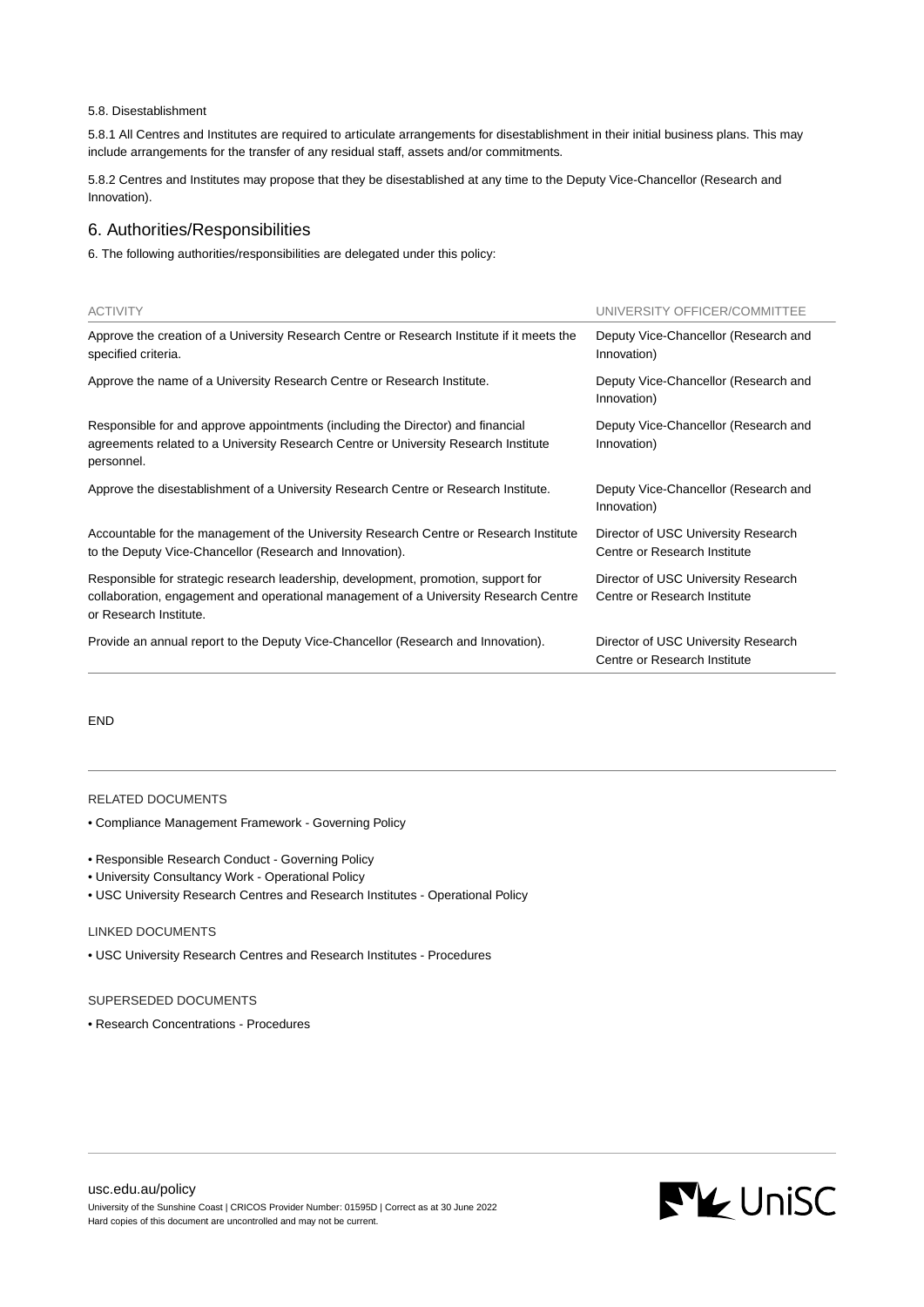5.8. Disestablishment

5.8.1 All Centres and Institutes are required to articulate arrangements for disestablishment in their initial business plans. This may include arrangements for the transfer of any residual staff, assets and/or commitments.

5.8.2 Centres and Institutes may propose that they be disestablished at any time to the Deputy Vice-Chancellor (Research and Innovation).

## 6. Authorities/Responsibilities

6. The following authorities/responsibilities are delegated under this policy:

| ACTIVITY | UNIVERSITY OFFICER/COMMITTEE |
|---|---|
| Approve the creation of a University Research Centre or Research Institute if it meets the specified criteria. | Deputy Vice-Chancellor (Research and Innovation) |
| Approve the name of a University Research Centre or Research Institute. | Deputy Vice-Chancellor (Research and Innovation) |
| Responsible for and approve appointments (including the Director) and financial agreements related to a University Research Centre or University Research Institute personnel. | Deputy Vice-Chancellor (Research and Innovation) |
| Approve the disestablishment of a University Research Centre or Research Institute. | Deputy Vice-Chancellor (Research and Innovation) |
| Accountable for the management of the University Research Centre or Research Institute to the Deputy Vice-Chancellor (Research and Innovation). | Director of USC University Research Centre or Research Institute |
| Responsible for strategic research leadership, development, promotion, support for collaboration, engagement and operational management of a University Research Centre or Research Institute. | Director of USC University Research Centre or Research Institute |
| Provide an annual report to the Deputy Vice-Chancellor (Research and Innovation). | Director of USC University Research Centre or Research Institute |

END

RELATED DOCUMENTS

- Compliance Management Framework - Governing Policy
- Responsible Research Conduct - Governing Policy
- University Consultancy Work - Operational Policy
- USC University Research Centres and Research Institutes - Operational Policy

LINKED DOCUMENTS

- USC University Research Centres and Research Institutes - Procedures

SUPERSEDED DOCUMENTS

- Research Concentrations - Procedures